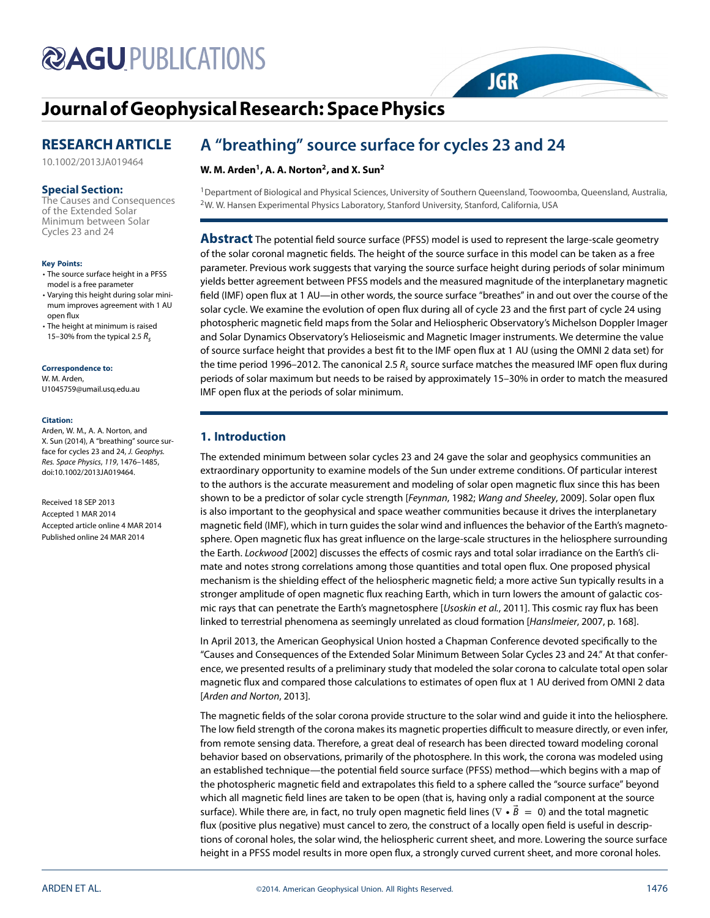# A "breathing" source surface for cycles 23 and 24

**W. M. Arden[1], A. A. Norton[2], and X. Sun[2]**

[1]Department of Biological and Physical Sciences, University of Southern Queensland, Toowoomba, Queensland, Australia, [2]W. W. Hansen Experimental Physics Laboratory, Stanford University, Stanford, California, USA

**RESEARCH ARTICLE**

10.1002/2013JA019464

**Special Section:**
The Causes and Consequences of the Extended Solar Minimum between Solar Cycles 23 and 24

**Key Points:**

- The source surface height in a PFSS model is a free parameter
- Varying this height during solar minimum improves agreement with 1 AU open flux
- The height at minimum is raised 15–30% from the typical 2.5 $R_s$

**Correspondence to:**
W. M. Arden,
U1045759@umail.usq.edu.au

**Citation:**
Arden, W. M., A. A. Norton, and X. Sun (2014), A "breathing" source surface for cycles 23 and 24, *J. Geophys. Res. Space Physics*, *119*, 1476–1485, doi:10.1002/2013JA019464.

Received 18 SEP 2013
Accepted 1 MAR 2014
Accepted article online 4 MAR 2014
Published online 24 MAR 2014

**Abstract** The potential field source surface (PFSS) model is used to represent the large-scale geometry of the solar coronal magnetic fields. The height of the source surface in this model can be taken as a free parameter. Previous work suggests that varying the source surface height during periods of solar minimum yields better agreement between PFSS models and the measured magnitude of the interplanetary magnetic field (IMF) open flux at 1 AU—in other words, the source surface "breathes" in and out over the course of the solar cycle. We examine the evolution of open flux during all of cycle 23 and the first part of cycle 24 using photospheric magnetic field maps from the Solar and Heliospheric Observatory's Michelson Doppler Imager and Solar Dynamics Observatory's Helioseismic and Magnetic Imager instruments. We determine the value of source surface height that provides a best fit to the IMF open flux at 1 AU (using the OMNI 2 data set) for the time period 1996–2012. The canonical 2.5 $R_s$ source surface matches the measured IMF open flux during periods of solar maximum but needs to be raised by approximately 15–30% in order to match the measured IMF open flux at the periods of solar minimum.

## 1. Introduction

The extended minimum between solar cycles 23 and 24 gave the solar and geophysics communities an extraordinary opportunity to examine models of the Sun under extreme conditions. Of particular interest to the authors is the accurate measurement and modeling of solar open magnetic flux since this has been shown to be a predictor of solar cycle strength [*Feynman*, 1982; *Wang and Sheeley*, 2009]. Solar open flux is also important to the geophysical and space weather communities because it drives the interplanetary magnetic field (IMF), which in turn guides the solar wind and influences the behavior of the Earth's magnetosphere. Open magnetic flux has great influence on the large-scale structures in the heliosphere surrounding the Earth. *Lockwood* [2002] discusses the effects of cosmic rays and total solar irradiance on the Earth's climate and notes strong correlations among those quantities and total open flux. One proposed physical mechanism is the shielding effect of the heliospheric magnetic field; a more active Sun typically results in a stronger amplitude of open magnetic flux reaching Earth, which in turn lowers the amount of galactic cosmic rays that can penetrate the Earth's magnetosphere [*Usoskin et al.*, 2011]. This cosmic ray flux has been linked to terrestrial phenomena as seemingly unrelated as cloud formation [*Hanslmeier*, 2007, p. 168].

In April 2013, the American Geophysical Union hosted a Chapman Conference devoted specifically to the "Causes and Consequences of the Extended Solar Minimum Between Solar Cycles 23 and 24." At that conference, we presented results of a preliminary study that modeled the solar corona to calculate total open solar magnetic flux and compared those calculations to estimates of open flux at 1 AU derived from OMNI 2 data [*Arden and Norton*, 2013].

The magnetic fields of the solar corona provide structure to the solar wind and guide it into the heliosphere. The low field strength of the corona makes its magnetic properties difficult to measure directly, or even infer, from remote sensing data. Therefore, a great deal of research has been directed toward modeling coronal behavior based on observations, primarily of the photosphere. In this work, the corona was modeled using an established technique—the potential field source surface (PFSS) method—which begins with a map of the photospheric magnetic field and extrapolates this field to a sphere called the "source surface" beyond which all magnetic field lines are taken to be open (that is, having only a radial component at the source surface). While there are, in fact, no truly open magnetic field lines ($\nabla \cdot \vec{B} = 0$) and the total magnetic flux (positive plus negative) must cancel to zero, the construct of a locally open field is useful in descriptions of coronal holes, the solar wind, the heliospheric current sheet, and more. Lowering the source surface height in a PFSS model results in more open flux, a strongly curved current sheet, and more coronal holes.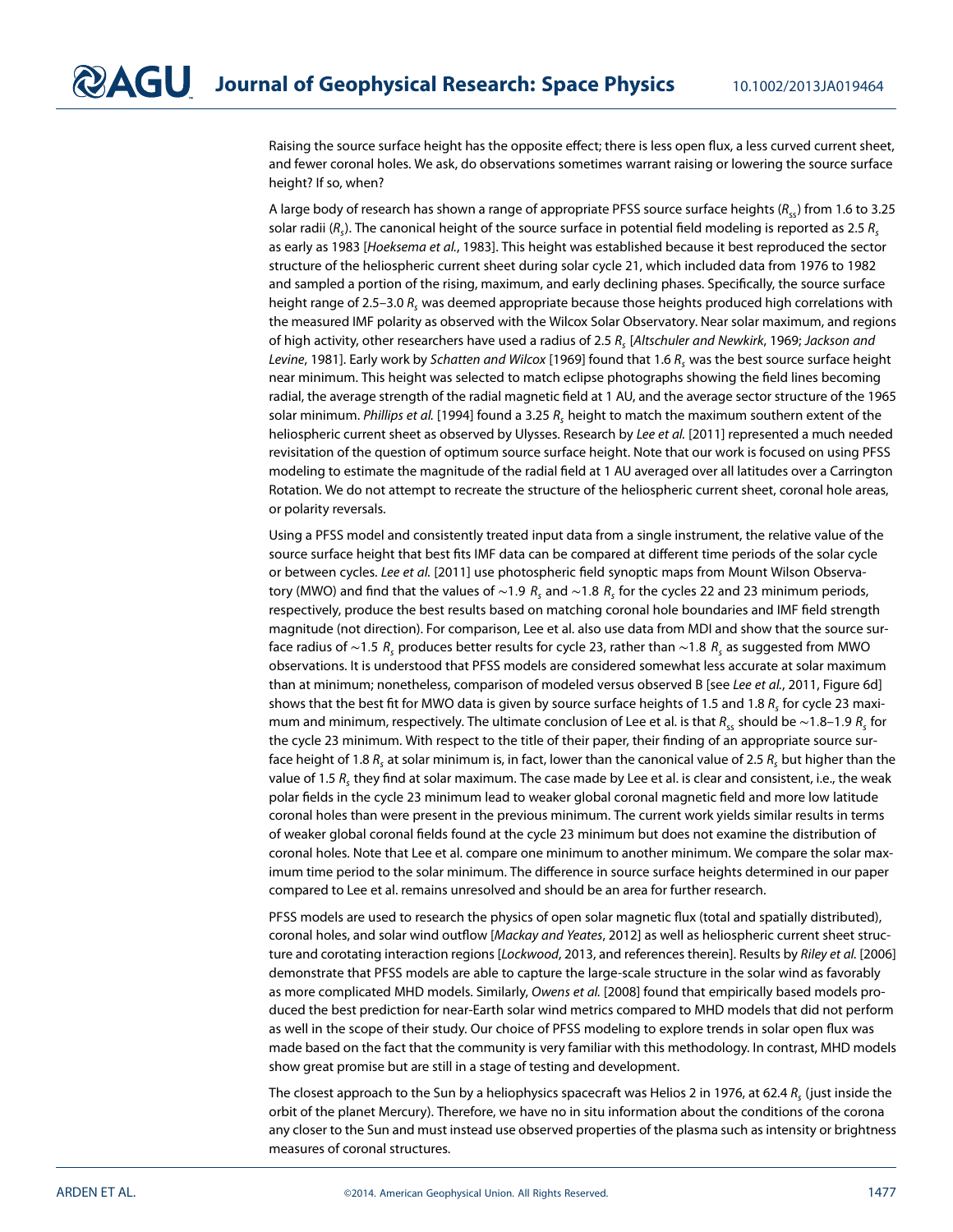Raising the source surface height has the opposite effect; there is less open flux, a less curved current sheet, and fewer coronal holes. We ask, do observations sometimes warrant raising or lowering the source surface height? If so, when?

A large body of research has shown a range of appropriate PFSS source surface heights ($R_{ss}$) from 1.6 to 3.25 solar radii ($R_s$). The canonical height of the source surface in potential field modeling is reported as 2.5 $R_s$ as early as 1983 [*Hoeksema et al.*, 1983]. This height was established because it best reproduced the sector structure of the heliospheric current sheet during solar cycle 21, which included data from 1976 to 1982 and sampled a portion of the rising, maximum, and early declining phases. Specifically, the source surface height range of 2.5–3.0 $R_s$ was deemed appropriate because those heights produced high correlations with the measured IMF polarity as observed with the Wilcox Solar Observatory. Near solar maximum, and regions of high activity, other researchers have used a radius of 2.5 $R_s$ [*Altschuler and Newkirk*, 1969; *Jackson and Levine*, 1981]. Early work by *Schatten and Wilcox* [1969] found that 1.6 $R_s$ was the best source surface height near minimum. This height was selected to match eclipse photographs showing the field lines becoming radial, the average strength of the radial magnetic field at 1 AU, and the average sector structure of the 1965 solar minimum. *Phillips et al.* [1994] found a 3.25 $R_s$ height to match the maximum southern extent of the heliospheric current sheet as observed by Ulysses. Research by *Lee et al.* [2011] represented a much needed revisitation of the question of optimum source surface height. Note that our work is focused on using PFSS modeling to estimate the magnitude of the radial field at 1 AU averaged over all latitudes over a Carrington Rotation. We do not attempt to recreate the structure of the heliospheric current sheet, coronal hole areas, or polarity reversals.

Using a PFSS model and consistently treated input data from a single instrument, the relative value of the source surface height that best fits IMF data can be compared at different time periods of the solar cycle or between cycles. *Lee et al.* [2011] use photospheric field synoptic maps from Mount Wilson Observatory (MWO) and find that the values of ∼1.9 $R_s$ and ∼1.8 $R_s$ for the cycles 22 and 23 minimum periods, respectively, produce the best results based on matching coronal hole boundaries and IMF field strength magnitude (not direction). For comparison, Lee et al. also use data from MDI and show that the source surface radius of ∼1.5 $R_s$ produces better results for cycle 23, rather than ∼1.8 $R_s$ as suggested from MWO observations. It is understood that PFSS models are considered somewhat less accurate at solar maximum than at minimum; nonetheless, comparison of modeled versus observed B [see *Lee et al.*, 2011, Figure 6d] shows that the best fit for MWO data is given by source surface heights of 1.5 and 1.8 $R_s$ for cycle 23 maximum and minimum, respectively. The ultimate conclusion of Lee et al. is that $R_{ss}$ should be ∼1.8–1.9 $R_s$ for the cycle 23 minimum. With respect to the title of their paper, their finding of an appropriate source surface height of 1.8 $R_s$ at solar minimum is, in fact, lower than the canonical value of 2.5 $R_s$ but higher than the value of 1.5 $R_s$ they find at solar maximum. The case made by Lee et al. is clear and consistent, i.e., the weak polar fields in the cycle 23 minimum lead to weaker global coronal magnetic field and more low latitude coronal holes than were present in the previous minimum. The current work yields similar results in terms of weaker global coronal fields found at the cycle 23 minimum but does not examine the distribution of coronal holes. Note that Lee et al. compare one minimum to another minimum. We compare the solar maximum time period to the solar minimum. The difference in source surface heights determined in our paper compared to Lee et al. remains unresolved and should be an area for further research.

PFSS models are used to research the physics of open solar magnetic flux (total and spatially distributed), coronal holes, and solar wind outflow [*Mackay and Yeates*, 2012] as well as heliospheric current sheet structure and corotating interaction regions [*Lockwood*, 2013, and references therein]. Results by *Riley et al.* [2006] demonstrate that PFSS models are able to capture the large-scale structure in the solar wind as favorably as more complicated MHD models. Similarly, *Owens et al.* [2008] found that empirically based models produced the best prediction for near-Earth solar wind metrics compared to MHD models that did not perform as well in the scope of their study. Our choice of PFSS modeling to explore trends in solar open flux was made based on the fact that the community is very familiar with this methodology. In contrast, MHD models show great promise but are still in a stage of testing and development.

The closest approach to the Sun by a heliophysics spacecraft was Helios 2 in 1976, at 62.4 $R_s$ (just inside the orbit of the planet Mercury). Therefore, we have no in situ information about the conditions of the corona any closer to the Sun and must instead use observed properties of the plasma such as intensity or brightness measures of coronal structures.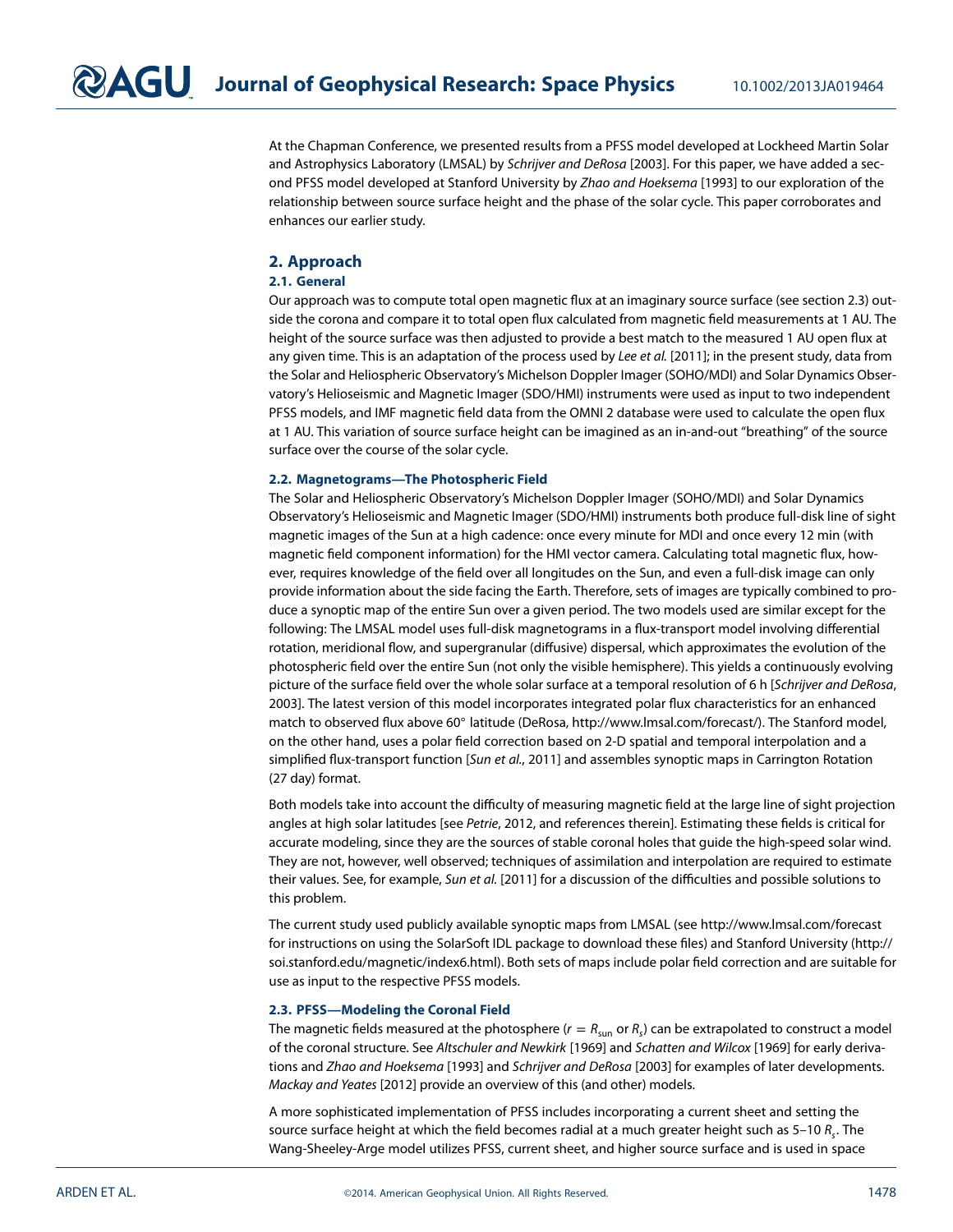At the Chapman Conference, we presented results from a PFSS model developed at Lockheed Martin Solar and Astrophysics Laboratory (LMSAL) by *Schrijver and DeRosa* [2003]. For this paper, we have added a second PFSS model developed at Stanford University by *Zhao and Hoeksema* [1993] to our exploration of the relationship between source surface height and the phase of the solar cycle. This paper corroborates and enhances our earlier study.

## 2. Approach

### 2.1. General

Our approach was to compute total open magnetic flux at an imaginary source surface (see section 2.3) outside the corona and compare it to total open flux calculated from magnetic field measurements at 1 AU. The height of the source surface was then adjusted to provide a best match to the measured 1 AU open flux at any given time. This is an adaptation of the process used by *Lee et al.* [2011]; in the present study, data from the Solar and Heliospheric Observatory's Michelson Doppler Imager (SOHO/MDI) and Solar Dynamics Observatory's Helioseismic and Magnetic Imager (SDO/HMI) instruments were used as input to two independent PFSS models, and IMF magnetic field data from the OMNI 2 database were used to calculate the open flux at 1 AU. This variation of source surface height can be imagined as an in-and-out "breathing" of the source surface over the course of the solar cycle.

### 2.2. Magnetograms—The Photospheric Field

The Solar and Heliospheric Observatory's Michelson Doppler Imager (SOHO/MDI) and Solar Dynamics Observatory's Helioseismic and Magnetic Imager (SDO/HMI) instruments both produce full-disk line of sight magnetic images of the Sun at a high cadence: once every minute for MDI and once every 12 min (with magnetic field component information) for the HMI vector camera. Calculating total magnetic flux, however, requires knowledge of the field over all longitudes on the Sun, and even a full-disk image can only provide information about the side facing the Earth. Therefore, sets of images are typically combined to produce a synoptic map of the entire Sun over a given period. The two models used are similar except for the following: The LMSAL model uses full-disk magnetograms in a flux-transport model involving differential rotation, meridional flow, and supergranular (diffusive) dispersal, which approximates the evolution of the photospheric field over the entire Sun (not only the visible hemisphere). This yields a continuously evolving picture of the surface field over the whole solar surface at a temporal resolution of 6 h [*Schrijver and DeRosa*, 2003]. The latest version of this model incorporates integrated polar flux characteristics for an enhanced match to observed flux above 60° latitude (DeRosa, http://www.lmsal.com/forecast/). The Stanford model, on the other hand, uses a polar field correction based on 2-D spatial and temporal interpolation and a simplified flux-transport function [*Sun et al.*, 2011] and assembles synoptic maps in Carrington Rotation (27 day) format.

Both models take into account the difficulty of measuring magnetic field at the large line of sight projection angles at high solar latitudes [see *Petrie*, 2012, and references therein]. Estimating these fields is critical for accurate modeling, since they are the sources of stable coronal holes that guide the high-speed solar wind. They are not, however, well observed; techniques of assimilation and interpolation are required to estimate their values. See, for example, *Sun et al.* [2011] for a discussion of the difficulties and possible solutions to this problem.

The current study used publicly available synoptic maps from LMSAL (see http://www.lmsal.com/forecast for instructions on using the SolarSoft IDL package to download these files) and Stanford University (http://soi.stanford.edu/magnetic/index6.html). Both sets of maps include polar field correction and are suitable for use as input to the respective PFSS models.

### 2.3. PFSS—Modeling the Coronal Field

The magnetic fields measured at the photosphere ($r = R_{sun}$ or $R_s$) can be extrapolated to construct a model of the coronal structure. See *Altschuler and Newkirk* [1969] and *Schatten and Wilcox* [1969] for early derivations and *Zhao and Hoeksema* [1993] and *Schrijver and DeRosa* [2003] for examples of later developments. *Mackay and Yeates* [2012] provide an overview of this (and other) models.

A more sophisticated implementation of PFSS includes incorporating a current sheet and setting the source surface height at which the field becomes radial at a much greater height such as 5–10 $R_s$. The Wang-Sheeley-Arge model utilizes PFSS, current sheet, and higher source surface and is used in space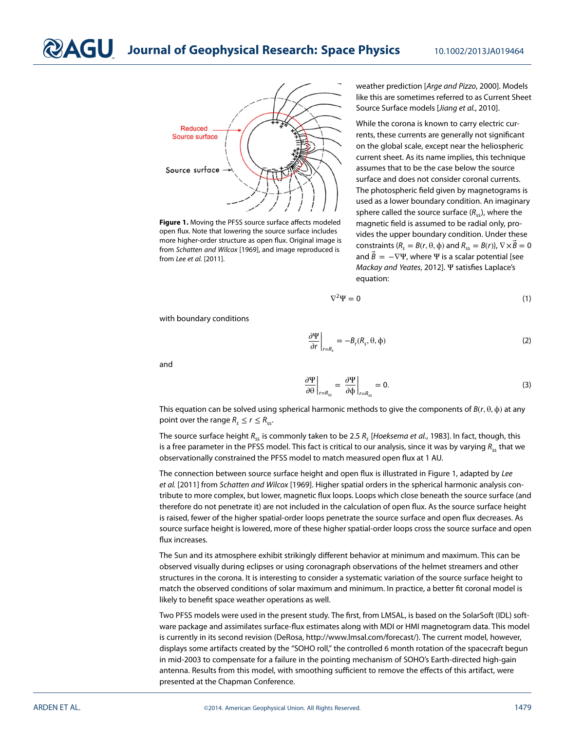**Figure 1.** Moving the PFSS source surface affects modeled open flux. Note that lowering the source surface includes more higher-order structure as open flux. Original image is from *Schatten and Wilcox* [1969], and image reproduced is from *Lee et al.* [2011].

weather prediction [*Arge and Pizzo*, 2000]. Models like this are sometimes referred to as Current Sheet Source Surface models [*Jiang et al.*, 2010].

While the corona is known to carry electric currents, these currents are generally not significant on the global scale, except near the heliospheric current sheet. As its name implies, this technique assumes that to be the case below the source surface and does not consider coronal currents. The photospheric field given by magnetograms is used as a lower boundary condition. An imaginary sphere called the source surface ($R_{ss}$), where the magnetic field is assumed to be radial only, provides the upper boundary condition. Under these constraints ($R_s = B(r, \theta, \phi)$ and $R_{ss} = B(r)$), $\nabla \times \vec{B} = 0$ and $\vec{B} = -\nabla\Psi$, where $\Psi$ is a scalar potential [see *Mackay and Yeates*, 2012]. $\Psi$ satisfies Laplace's equation:

$$\nabla^2 \Psi = 0 \tag{1}$$

with boundary conditions

$$\left.\frac{\partial \Psi}{\partial r}\right|_{r=R_s} = -B_r(R_s, \theta, \phi) \tag{2}$$

and

$$\left.\frac{\partial \Psi}{\partial \theta}\right|_{r=R_{ss}} = \left.\frac{\partial \Psi}{\partial \phi}\right|_{r=R_{ss}} = 0. \tag{3}$$

This equation can be solved using spherical harmonic methods to give the components of $B(r, \theta, \phi)$ at any point over the range $R_s \leq r \leq R_{ss}$.

The source surface height $R_{ss}$ is commonly taken to be 2.5 $R_s$ [*Hoeksema et al.*, 1983]. In fact, though, this is a free parameter in the PFSS model. This fact is critical to our analysis, since it was by varying $R_{ss}$ that we observationally constrained the PFSS model to match measured open flux at 1 AU.

The connection between source surface height and open flux is illustrated in Figure 1, adapted by *Lee et al.* [2011] from *Schatten and Wilcox* [1969]. Higher spatial orders in the spherical harmonic analysis contribute to more complex, but lower, magnetic flux loops. Loops which close beneath the source surface (and therefore do not penetrate it) are not included in the calculation of open flux. As the source surface height is raised, fewer of the higher spatial-order loops penetrate the source surface and open flux decreases. As source surface height is lowered, more of these higher spatial-order loops cross the source surface and open flux increases.

The Sun and its atmosphere exhibit strikingly different behavior at minimum and maximum. This can be observed visually during eclipses or using coronagraph observations of the helmet streamers and other structures in the corona. It is interesting to consider a systematic variation of the source surface height to match the observed conditions of solar maximum and minimum. In practice, a better fit coronal model is likely to benefit space weather operations as well.

Two PFSS models were used in the present study. The first, from LMSAL, is based on the SolarSoft (IDL) software package and assimilates surface-flux estimates along with MDI or HMI magnetogram data. This model is currently in its second revision (DeRosa, http://www.lmsal.com/forecast/). The current model, however, displays some artifacts created by the "SOHO roll," the controlled 6 month rotation of the spacecraft begun in mid-2003 to compensate for a failure in the pointing mechanism of SOHO's Earth-directed high-gain antenna. Results from this model, with smoothing sufficient to remove the effects of this artifact, were presented at the Chapman Conference.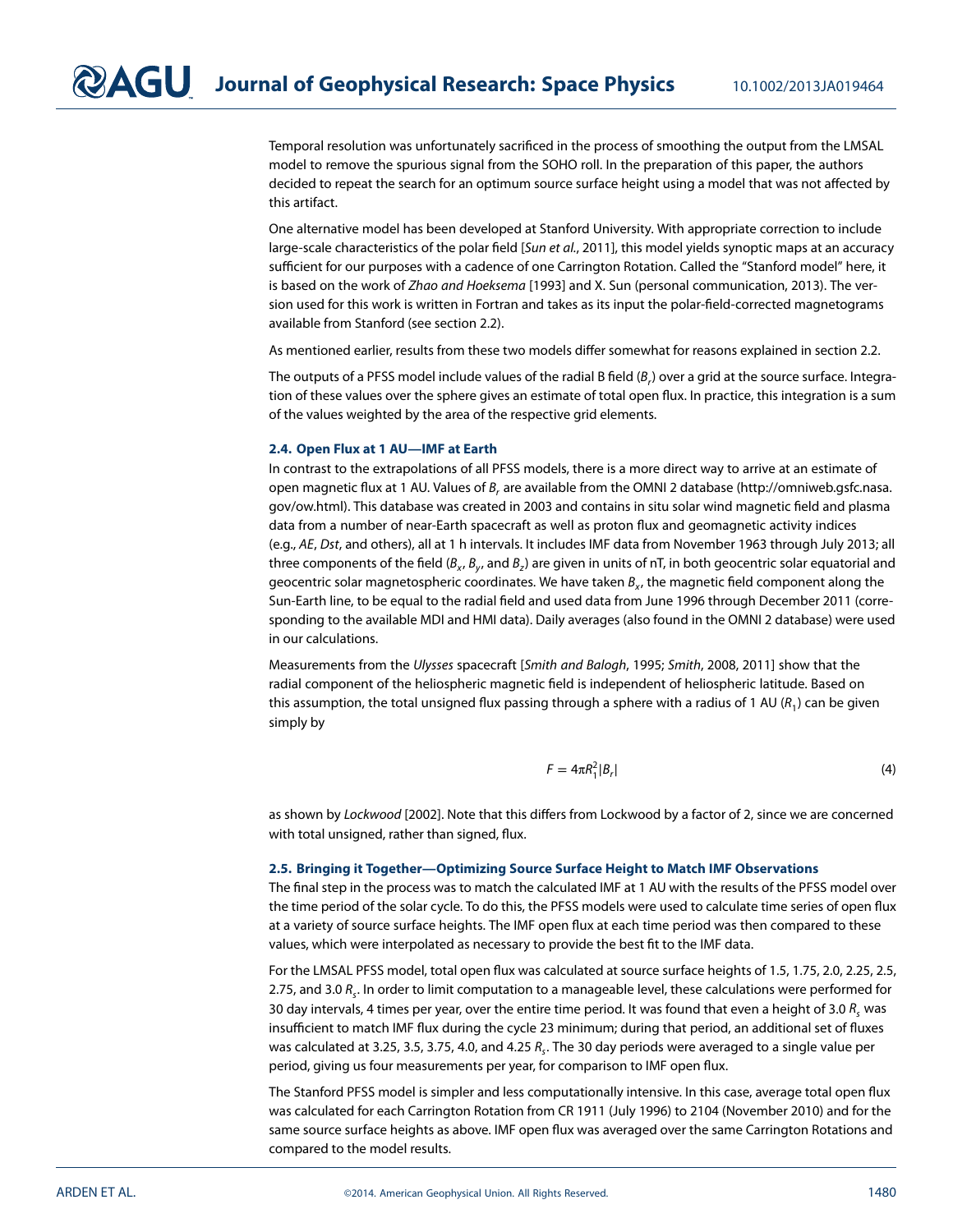Temporal resolution was unfortunately sacrificed in the process of smoothing the output from the LMSAL model to remove the spurious signal from the SOHO roll. In the preparation of this paper, the authors decided to repeat the search for an optimum source surface height using a model that was not affected by this artifact.

One alternative model has been developed at Stanford University. With appropriate correction to include large-scale characteristics of the polar field [*Sun et al.*, 2011], this model yields synoptic maps at an accuracy sufficient for our purposes with a cadence of one Carrington Rotation. Called the "Stanford model" here, it is based on the work of *Zhao and Hoeksema* [1993] and X. Sun (personal communication, 2013). The version used for this work is written in Fortran and takes as its input the polar-field-corrected magnetograms available from Stanford (see section 2.2).

As mentioned earlier, results from these two models differ somewhat for reasons explained in section 2.2.

The outputs of a PFSS model include values of the radial B field ($B_r$) over a grid at the source surface. Integration of these values over the sphere gives an estimate of total open flux. In practice, this integration is a sum of the values weighted by the area of the respective grid elements.

### 2.4. Open Flux at 1 AU—IMF at Earth

In contrast to the extrapolations of all PFSS models, there is a more direct way to arrive at an estimate of open magnetic flux at 1 AU. Values of $B_r$ are available from the OMNI 2 database (http://omniweb.gsfc.nasa.gov/ow.html). This database was created in 2003 and contains in situ solar wind magnetic field and plasma data from a number of near-Earth spacecraft as well as proton flux and geomagnetic activity indices (e.g., *AE*, *Dst*, and others), all at 1 h intervals. It includes IMF data from November 1963 through July 2013; all three components of the field ($B_x$, $B_y$, and $B_z$) are given in units of nT, in both geocentric solar equatorial and geocentric solar magnetospheric coordinates. We have taken $B_x$, the magnetic field component along the Sun-Earth line, to be equal to the radial field and used data from June 1996 through December 2011 (corresponding to the available MDI and HMI data). Daily averages (also found in the OMNI 2 database) were used in our calculations.

Measurements from the *Ulysses* spacecraft [*Smith and Balogh*, 1995; *Smith*, 2008, 2011] show that the radial component of the heliospheric magnetic field is independent of heliospheric latitude. Based on this assumption, the total unsigned flux passing through a sphere with a radius of 1 AU ($R_1$) can be given simply by

$$F = 4\pi R_1^2 |B_r| \tag{4}$$

as shown by *Lockwood* [2002]. Note that this differs from Lockwood by a factor of 2, since we are concerned with total unsigned, rather than signed, flux.

### 2.5. Bringing it Together—Optimizing Source Surface Height to Match IMF Observations

The final step in the process was to match the calculated IMF at 1 AU with the results of the PFSS model over the time period of the solar cycle. To do this, the PFSS models were used to calculate time series of open flux at a variety of source surface heights. The IMF open flux at each time period was then compared to these values, which were interpolated as necessary to provide the best fit to the IMF data.

For the LMSAL PFSS model, total open flux was calculated at source surface heights of 1.5, 1.75, 2.0, 2.25, 2.5, 2.75, and 3.0 $R_s$. In order to limit computation to a manageable level, these calculations were performed for 30 day intervals, 4 times per year, over the entire time period. It was found that even a height of 3.0 $R_s$ was insufficient to match IMF flux during the cycle 23 minimum; during that period, an additional set of fluxes was calculated at 3.25, 3.5, 3.75, 4.0, and 4.25 $R_s$. The 30 day periods were averaged to a single value per period, giving us four measurements per year, for comparison to IMF open flux.

The Stanford PFSS model is simpler and less computationally intensive. In this case, average total open flux was calculated for each Carrington Rotation from CR 1911 (July 1996) to 2104 (November 2010) and for the same source surface heights as above. IMF open flux was averaged over the same Carrington Rotations and compared to the model results.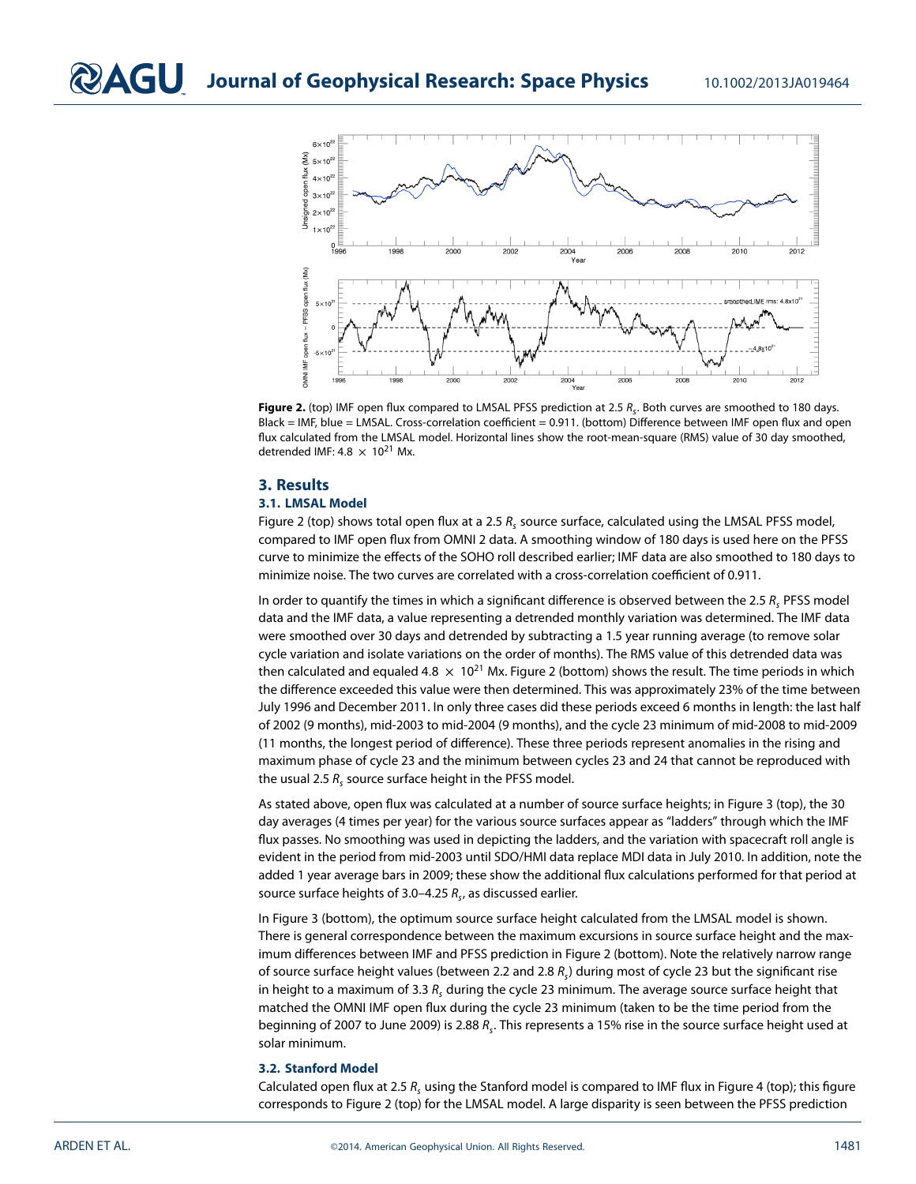**Figure 2.** (top) IMF open flux compared to LMSAL PFSS prediction at 2.5 $R_s$. Both curves are smoothed to 180 days. Black = IMF, blue = LMSAL. Cross-correlation coefficient = 0.911. (bottom) Difference between IMF open flux and open flux calculated from the LMSAL model. Horizontal lines show the root-mean-square (RMS) value of 30 day smoothed, detrended IMF: $4.8 \times 10^{21}$ Mx.

## 3. Results

### 3.1. LMSAL Model

Figure 2 (top) shows total open flux at a 2.5 $R_s$ source surface, calculated using the LMSAL PFSS model, compared to IMF open flux from OMNI 2 data. A smoothing window of 180 days is used here on the PFSS curve to minimize the effects of the SOHO roll described earlier; IMF data are also smoothed to 180 days to minimize noise. The two curves are correlated with a cross-correlation coefficient of 0.911.

In order to quantify the times in which a significant difference is observed between the 2.5 $R_s$ PFSS model data and the IMF data, a value representing a detrended monthly variation was determined. The IMF data were smoothed over 30 days and detrended by subtracting a 1.5 year running average (to remove solar cycle variation and isolate variations on the order of months). The RMS value of this detrended data was then calculated and equaled $4.8 \times 10^{21}$ Mx. Figure 2 (bottom) shows the result. The time periods in which the difference exceeded this value were then determined. This was approximately 23% of the time between July 1996 and December 2011. In only three cases did these periods exceed 6 months in length: the last half of 2002 (9 months), mid-2003 to mid-2004 (9 months), and the cycle 23 minimum of mid-2008 to mid-2009 (11 months, the longest period of difference). These three periods represent anomalies in the rising and maximum phase of cycle 23 and the minimum between cycles 23 and 24 that cannot be reproduced with the usual 2.5 $R_s$ source surface height in the PFSS model.

As stated above, open flux was calculated at a number of source surface heights; in Figure 3 (top), the 30 day averages (4 times per year) for the various source surfaces appear as "ladders" through which the IMF flux passes. No smoothing was used in depicting the ladders, and the variation with spacecraft roll angle is evident in the period from mid-2003 until SDO/HMI data replace MDI data in July 2010. In addition, note the added 1 year average bars in 2009; these show the additional flux calculations performed for that period at source surface heights of 3.0–4.25 $R_s$, as discussed earlier.

In Figure 3 (bottom), the optimum source surface height calculated from the LMSAL model is shown. There is general correspondence between the maximum excursions in source surface height and the maximum differences between IMF and PFSS prediction in Figure 2 (bottom). Note the relatively narrow range of source surface height values (between 2.2 and 2.8 $R_s$) during most of cycle 23 but the significant rise in height to a maximum of 3.3 $R_s$ during the cycle 23 minimum. The average source surface height that matched the OMNI IMF open flux during the cycle 23 minimum (taken to be the time period from the beginning of 2007 to June 2009) is 2.88 $R_s$. This represents a 15% rise in the source surface height used at solar minimum.

### 3.2. Stanford Model

Calculated open flux at 2.5 $R_s$ using the Stanford model is compared to IMF flux in Figure 4 (top); this figure corresponds to Figure 2 (top) for the LMSAL model. A large disparity is seen between the PFSS prediction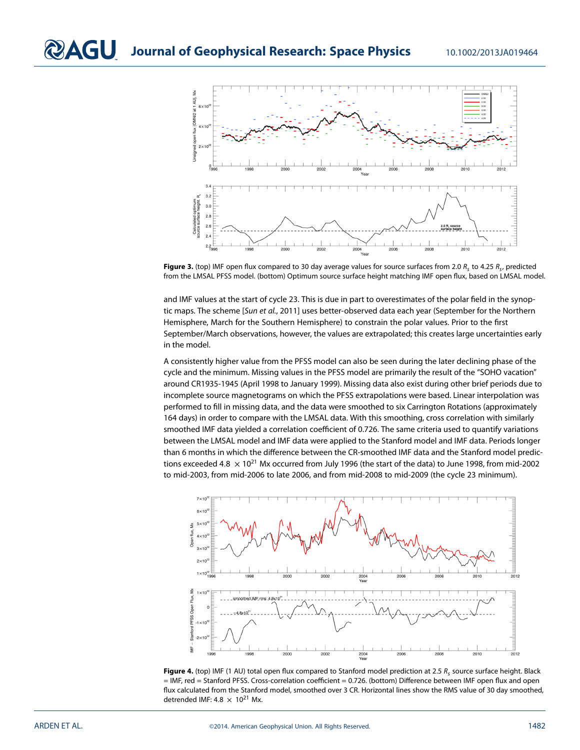**Figure 3.** (top) IMF open flux compared to 30 day average values for source surfaces from 2.0 $R_s$ to 4.25 $R_s$, predicted from the LMSAL PFSS model. (bottom) Optimum source surface height matching IMF open flux, based on LMSAL model.

and IMF values at the start of cycle 23. This is due in part to overestimates of the polar field in the synoptic maps. The scheme [*Sun et al.*, 2011] uses better-observed data each year (September for the Northern Hemisphere, March for the Southern Hemisphere) to constrain the polar values. Prior to the first September/March observations, however, the values are extrapolated; this creates large uncertainties early in the model.

A consistently higher value from the PFSS model can also be seen during the later declining phase of the cycle and the minimum. Missing values in the PFSS model are primarily the result of the "SOHO vacation" around CR1935-1945 (April 1998 to January 1999). Missing data also exist during other brief periods due to incomplete source magnetograms on which the PFSS extrapolations were based. Linear interpolation was performed to fill in missing data, and the data were smoothed to six Carrington Rotations (approximately 164 days) in order to compare with the LMSAL data. With this smoothing, cross correlation with similarly smoothed IMF data yielded a correlation coefficient of 0.726. The same criteria used to quantify variations between the LMSAL model and IMF data were applied to the Stanford model and IMF data. Periods longer than 6 months in which the difference between the CR-smoothed IMF data and the Stanford model predictions exceeded 4.8 $\times 10^{21}$ Mx occurred from July 1996 (the start of the data) to June 1998, from mid-2002 to mid-2003, from mid-2006 to late 2006, and from mid-2008 to mid-2009 (the cycle 23 minimum).

**Figure 4.** (top) IMF (1 AU) total open flux compared to Stanford model prediction at 2.5 $R_s$ source surface height. Black = IMF, red = Stanford PFSS. Cross-correlation coefficient = 0.726. (bottom) Difference between IMF open flux and open flux calculated from the Stanford model, smoothed over 3 CR. Horizontal lines show the RMS value of 30 day smoothed, detrended IMF: 4.8 $\times$ $10^{21}$ Mx.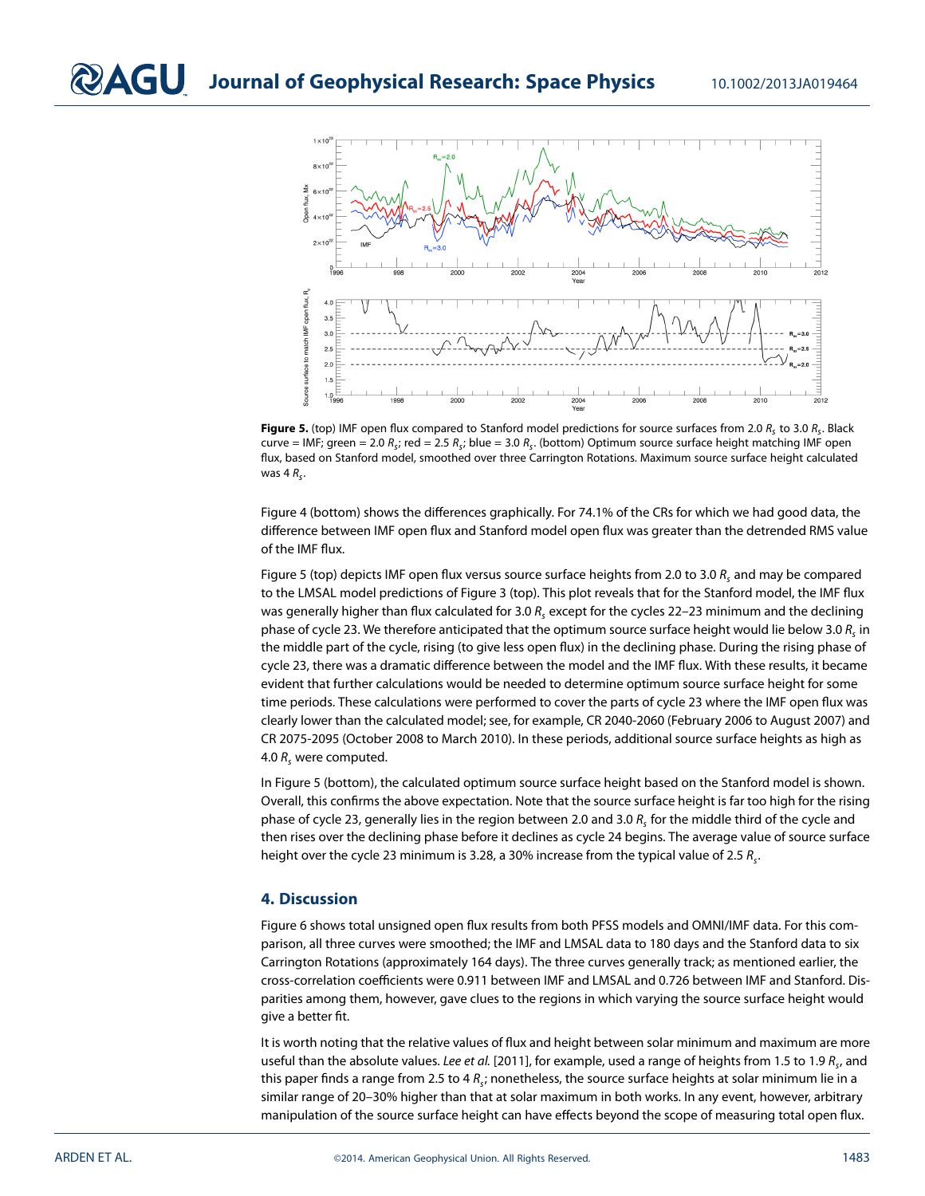**Figure 5.** (top) IMF open flux compared to Stanford model predictions for source surfaces from 2.0 $R_s$ to 3.0 $R_s$. Black curve = IMF; green = 2.0 $R_s$; red = 2.5 $R_s$; blue = 3.0 $R_s$. (bottom) Optimum source surface height matching IMF open flux, based on Stanford model, smoothed over three Carrington Rotations. Maximum source surface height calculated was 4 $R_s$.

Figure 4 (bottom) shows the differences graphically. For 74.1% of the CRs for which we had good data, the difference between IMF open flux and Stanford model open flux was greater than the detrended RMS value of the IMF flux.

Figure 5 (top) depicts IMF open flux versus source surface heights from 2.0 to 3.0 $R_s$ and may be compared to the LMSAL model predictions of Figure 3 (top). This plot reveals that for the Stanford model, the IMF flux was generally higher than flux calculated for 3.0 $R_s$ except for the cycles 22–23 minimum and the declining phase of cycle 23. We therefore anticipated that the optimum source surface height would lie below 3.0 $R_s$ in the middle part of the cycle, rising (to give less open flux) in the declining phase. During the rising phase of cycle 23, there was a dramatic difference between the model and the IMF flux. With these results, it became evident that further calculations would be needed to determine optimum source surface height for some time periods. These calculations were performed to cover the parts of cycle 23 where the IMF open flux was clearly lower than the calculated model; see, for example, CR 2040-2060 (February 2006 to August 2007) and CR 2075-2095 (October 2008 to March 2010). In these periods, additional source surface heights as high as 4.0 $R_s$ were computed.

In Figure 5 (bottom), the calculated optimum source surface height based on the Stanford model is shown. Overall, this confirms the above expectation. Note that the source surface height is far too high for the rising phase of cycle 23, generally lies in the region between 2.0 and 3.0 $R_s$ for the middle third of the cycle and then rises over the declining phase before it declines as cycle 24 begins. The average value of source surface height over the cycle 23 minimum is 3.28, a 30% increase from the typical value of 2.5 $R_s$.

## 4. Discussion

Figure 6 shows total unsigned open flux results from both PFSS models and OMNI/IMF data. For this comparison, all three curves were smoothed; the IMF and LMSAL data to 180 days and the Stanford data to six Carrington Rotations (approximately 164 days). The three curves generally track; as mentioned earlier, the cross-correlation coefficients were 0.911 between IMF and LMSAL and 0.726 between IMF and Stanford. Disparities among them, however, gave clues to the regions in which varying the source surface height would give a better fit.

It is worth noting that the relative values of flux and height between solar minimum and maximum are more useful than the absolute values. *Lee et al.* [2011], for example, used a range of heights from 1.5 to 1.9 $R_s$, and this paper finds a range from 2.5 to 4 $R_s$; nonetheless, the source surface heights at solar minimum lie in a similar range of 20–30% higher than that at solar maximum in both works. In any event, however, arbitrary manipulation of the source surface height can have effects beyond the scope of measuring total open flux.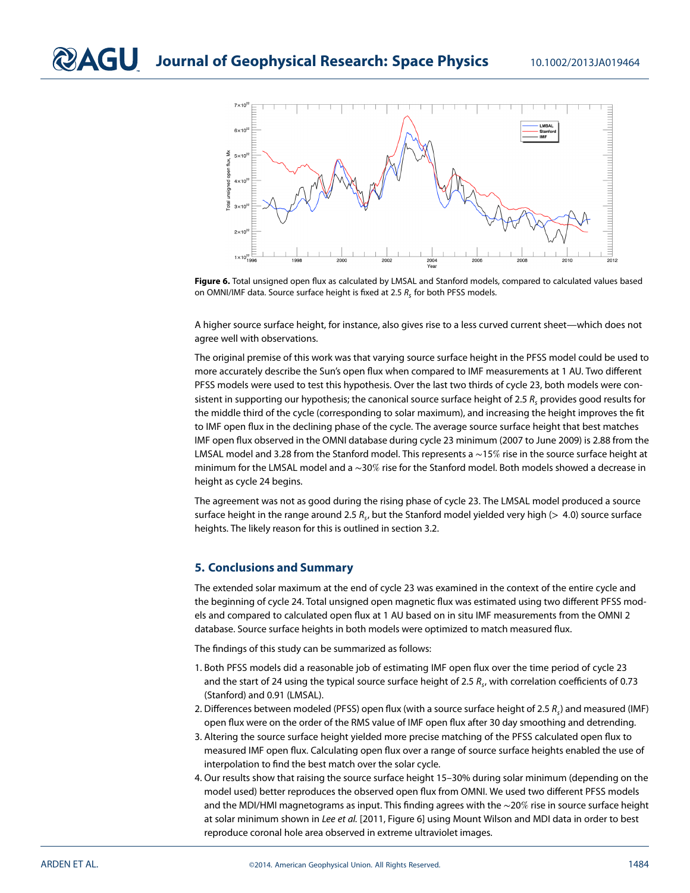**Figure 6.** Total unsigned open flux as calculated by LMSAL and Stanford models, compared to calculated values based on OMNI/IMF data. Source surface height is fixed at 2.5 $R_s$ for both PFSS models.

A higher source surface height, for instance, also gives rise to a less curved current sheet—which does not agree well with observations.

The original premise of this work was that varying source surface height in the PFSS model could be used to more accurately describe the Sun's open flux when compared to IMF measurements at 1 AU. Two different PFSS models were used to test this hypothesis. Over the last two thirds of cycle 23, both models were consistent in supporting our hypothesis; the canonical source surface height of 2.5 $R_s$ provides good results for the middle third of the cycle (corresponding to solar maximum), and increasing the height improves the fit to IMF open flux in the declining phase of the cycle. The average source surface height that best matches IMF open flux observed in the OMNI database during cycle 23 minimum (2007 to June 2009) is 2.88 from the LMSAL model and 3.28 from the Stanford model. This represents a ∼15% rise in the source surface height at minimum for the LMSAL model and a ∼30% rise for the Stanford model. Both models showed a decrease in height as cycle 24 begins.

The agreement was not as good during the rising phase of cycle 23. The LMSAL model produced a source surface height in the range around 2.5 $R_s$, but the Stanford model yielded very high (> 4.0) source surface heights. The likely reason for this is outlined in section 3.2.

## 5. Conclusions and Summary

The extended solar maximum at the end of cycle 23 was examined in the context of the entire cycle and the beginning of cycle 24. Total unsigned open magnetic flux was estimated using two different PFSS models and compared to calculated open flux at 1 AU based on in situ IMF measurements from the OMNI 2 database. Source surface heights in both models were optimized to match measured flux.

The findings of this study can be summarized as follows:

1. Both PFSS models did a reasonable job of estimating IMF open flux over the time period of cycle 23 and the start of 24 using the typical source surface height of 2.5 $R_s$, with correlation coefficients of 0.73 (Stanford) and 0.91 (LMSAL).
2. Differences between modeled (PFSS) open flux (with a source surface height of 2.5 $R_s$) and measured (IMF) open flux were on the order of the RMS value of IMF open flux after 30 day smoothing and detrending.
3. Altering the source surface height yielded more precise matching of the PFSS calculated open flux to measured IMF open flux. Calculating open flux over a range of source surface heights enabled the use of interpolation to find the best match over the solar cycle.
4. Our results show that raising the source surface height 15–30% during solar minimum (depending on the model used) better reproduces the observed open flux from OMNI. We used two different PFSS models and the MDI/HMI magnetograms as input. This finding agrees with the ∼20% rise in source surface height at solar minimum shown in *Lee et al.* [2011, Figure 6] using Mount Wilson and MDI data in order to best reproduce coronal hole area observed in extreme ultraviolet images.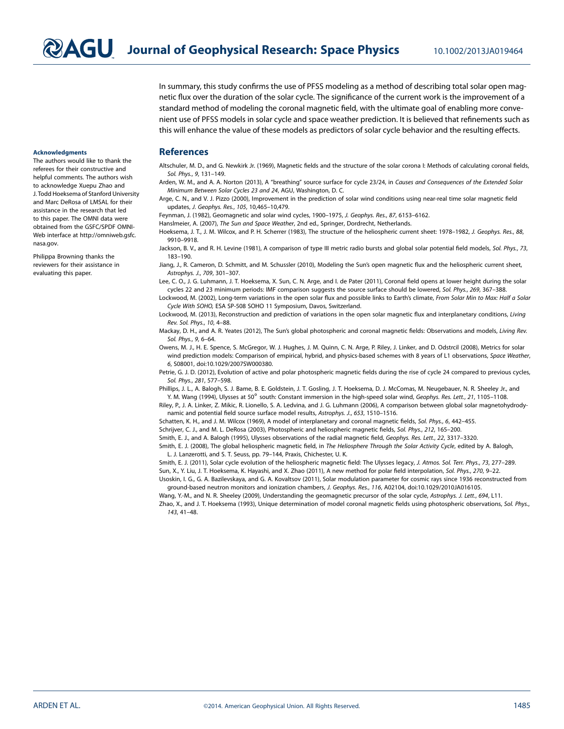In summary, this study confirms the use of PFSS modeling as a method of describing total solar open magnetic flux over the duration of the solar cycle. The significance of the current work is the improvement of a standard method of modeling the coronal magnetic field, with the ultimate goal of enabling more convenient use of PFSS models in solar cycle and space weather prediction. It is believed that refinements such as this will enhance the value of these models as predictors of solar cycle behavior and the resulting effects.

**Acknowledgments**

The authors would like to thank the referees for their constructive and helpful comments. The authors wish to acknowledge Xuepu Zhao and J. Todd Hoeksema of Stanford University and Marc DeRosa of LMSAL for their assistance in the research that led to this paper. The OMNI data were obtained from the GSFC/SPDF OMNIWeb interface at http://omniweb.gsfc.nasa.gov.

Philippa Browning thanks the reviewers for their assistance in evaluating this paper.

## References

Altschuler, M. D., and G. Newkirk Jr. (1969), Magnetic fields and the structure of the solar corona I: Methods of calculating coronal fields, *Sol. Phys.*, *9*, 131–149.

Arden, W. M., and A. A. Norton (2013), A "breathing" source surface for cycle 23/24, in *Causes and Consequences of the Extended Solar Minimum Between Solar Cycles 23 and 24*, AGU, Washington, D. C.

Arge, C. N., and V. J. Pizzo (2000), Improvement in the prediction of solar wind conditions using near-real time solar magnetic field updates, *J. Geophys. Res.*, *105*, 10,465–10,479.

Feynman, J. (1982), Geomagnetic and solar wind cycles, 1900–1975, *J. Geophys. Res.*, *87*, 6153–6162.

Hanslmeier, A. (2007), *The Sun and Space Weather*, 2nd ed., Springer, Dordrecht, Netherlands.

Hoeksema, J. T., J. M. Wilcox, and P. H. Scherrer (1983), The structure of the heliospheric current sheet: 1978–1982, *J. Geophys. Res.*, *88*, 9910–9918.

Jackson, B. V., and R. H. Levine (1981), A comparison of type III metric radio bursts and global solar potential field models, *Sol. Phys.*, *73*, 183–190.

Jiang, J., R. Cameron, D. Schmitt, and M. Schussler (2010), Modeling the Sun's open magnetic flux and the heliospheric current sheet, *Astrophys. J.*, *709*, 301–307.

Lee, C. O., J. G. Luhmann, J. T. Hoeksema, X. Sun, C. N. Arge, and I. de Pater (2011), Coronal field opens at lower height during the solar cycles 22 and 23 minimum periods: IMF comparison suggests the source surface should be lowered, *Sol. Phys.*, *269*, 367–388.

Lockwood, M. (2002), Long-term variations in the open solar flux and possible links to Earth's climate, *From Solar Min to Max: Half a Solar Cycle With SOHO,* ESA SP-508 SOHO 11 Symposium, Davos, Switzerland.

Lockwood, M. (2013), Reconstruction and prediction of variations in the open solar magnetic flux and interplanetary conditions, *Living Rev. Sol. Phys.*, *10*, 4–88.

Mackay, D. H., and A. R. Yeates (2012), The Sun's global photospheric and coronal magnetic fields: Observations and models, *Living Rev. Sol. Phys.*, *9*, 6–64.

Owens, M. J., H. E. Spence, S. McGregor, W. J. Hughes, J. M. Quinn, C. N. Arge, P. Riley, J. Linker, and D. Odstrcil (2008), Metrics for solar wind prediction models: Comparison of empirical, hybrid, and physics-based schemes with 8 years of L1 observations, *Space Weather*, *6*, S08001, doi:10.1029/2007SW000380.

Petrie, G. J. D. (2012), Evolution of active and polar photospheric magnetic fields during the rise of cycle 24 compared to previous cycles, *Sol. Phys.*, *281*, 577–598.

Phillips, J. L., A. Balogh, S. J. Bame, B. E. Goldstein, J. T. Gosling, J. T. Hoeksema, D. J. McComas, M. Neugebauer, N. R. Sheeley Jr., and Y. M. Wang (1994), Ulysses at 50° south: Constant immersion in the high-speed solar wind, *Geophys. Res. Lett.*, *21*, 1105–1108.

Riley, P., J. A. Linker, Z. Mikic, R. Lionello, S. A. Ledvina, and J. G. Luhmann (2006), A comparison between global solar magnetohydrodynamic and potential field source surface model results, *Astrophys. J.*, *653*, 1510–1516.

Schatten, K. H., and J. M. Wilcox (1969), A model of interplanetary and coronal magnetic fields, *Sol. Phys.*, *6*, 442–455.

Schrijver, C. J., and M. L. DeRosa (2003), Photospheric and heliospheric magnetic fields, *Sol. Phys.*, *212*, 165–200.

Smith, E. J., and A. Balogh (1995), Ulysses observations of the radial magnetic field, *Geophys. Res. Lett.*, *22*, 3317–3320.

Smith, E. J. (2008), The global heliospheric magnetic field, in *The Heliosphere Through the Solar Activity Cycle*, edited by A. Balogh, L. J. Lanzerotti, and S. T. Seuss, pp. 79–144, Praxis, Chichester, U. K.

Smith, E. J. (2011), Solar cycle evolution of the heliospheric magnetic field: The Ulysses legacy, *J. Atmos. Sol. Terr. Phys.*, *73*, 277–289.

Sun, X., Y. Liu, J. T. Hoeksema, K. Hayashi, and X. Zhao (2011), A new method for polar field interpolation, *Sol. Phys.*, *270*, 9–22.

Usoskin, I. G., G. A. Bazilevskaya, and G. A. Kovaltsov (2011), Solar modulation parameter for cosmic rays since 1936 reconstructed from ground-based neutron monitors and ionization chambers, *J. Geophys. Res.*, *116*, A02104, doi:10.1029/2010JA016105.

Wang, Y.-M., and N. R. Sheeley (2009), Understanding the geomagnetic precursor of the solar cycle, *Astrophys. J. Lett.*, *694*, L11.

Zhao, X., and J. T. Hoeksema (1993), Unique determination of model coronal magnetic fields using photospheric observations, *Sol. Phys.*, *143*, 41–48.